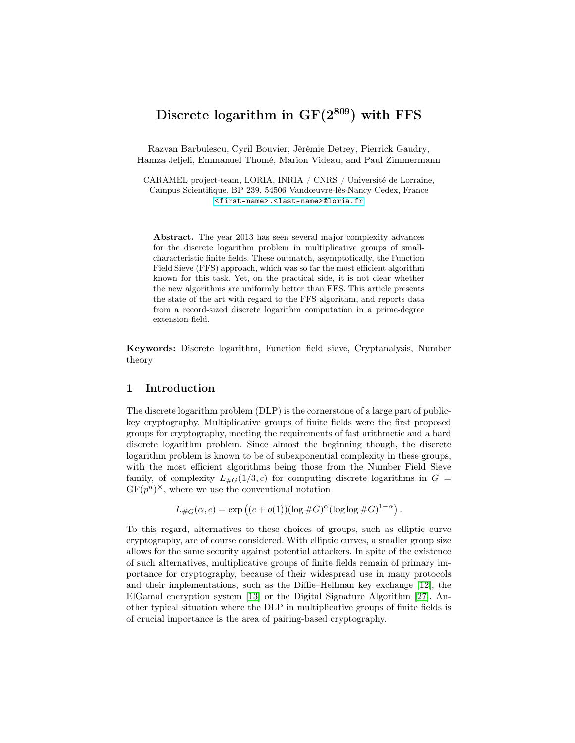# Discrete logarithm in GF($2^{809}$) with FFS

Razvan Barbulescu, Cyril Bouvier, Jérémie Detrey, Pierrick Gaudry, Hamza Jeljeli, Emmanuel Thomé, Marion Videau, and Paul Zimmermann

CARAMEL project-team, LORIA, INRIA / CNRS / Université de Lorraine, Campus Scientifique, BP 239, 54506 Vandœuvre-lès-Nancy Cedex, France
<first-name>.<last-name>@loria.fr

**Abstract.** The year 2013 has seen several major complexity advances for the discrete logarithm problem in multiplicative groups of small-characteristic finite fields. These outmatch, asymptotically, the Function Field Sieve (FFS) approach, which was so far the most efficient algorithm known for this task. Yet, on the practical side, it is not clear whether the new algorithms are uniformly better than FFS. This article presents the state of the art with regard to the FFS algorithm, and reports data from a record-sized discrete logarithm computation in a prime-degree extension field.

**Keywords:** Discrete logarithm, Function field sieve, Cryptanalysis, Number theory

## 1 Introduction

The discrete logarithm problem (DLP) is the cornerstone of a large part of public-key cryptography. Multiplicative groups of finite fields were the first proposed groups for cryptography, meeting the requirements of fast arithmetic and a hard discrete logarithm problem. Since almost the beginning though, the discrete logarithm problem is known to be of subexponential complexity in these groups, with the most efficient algorithms being those from the Number Field Sieve family, of complexity $L_{\#G}(1/3, c)$ for computing discrete logarithms in $G = \mathrm{GF}(p^n)^{\times}$, where we use the conventional notation

$$L_{\#G}(\alpha, c) = \exp\left((c + o(1))(\log \#G)^{\alpha}(\log \log \#G)^{1-\alpha}\right).$$

To this regard, alternatives to these choices of groups, such as elliptic curve cryptography, are of course considered. With elliptic curves, a smaller group size allows for the same security against potential attackers. In spite of the existence of such alternatives, multiplicative groups of finite fields remain of primary importance for cryptography, because of their widespread use in many protocols and their implementations, such as the Diffie–Hellman key exchange [12], the ElGamal encryption system [13] or the Digital Signature Algorithm [27]. Another typical situation where the DLP in multiplicative groups of finite fields is of crucial importance is the area of pairing-based cryptography.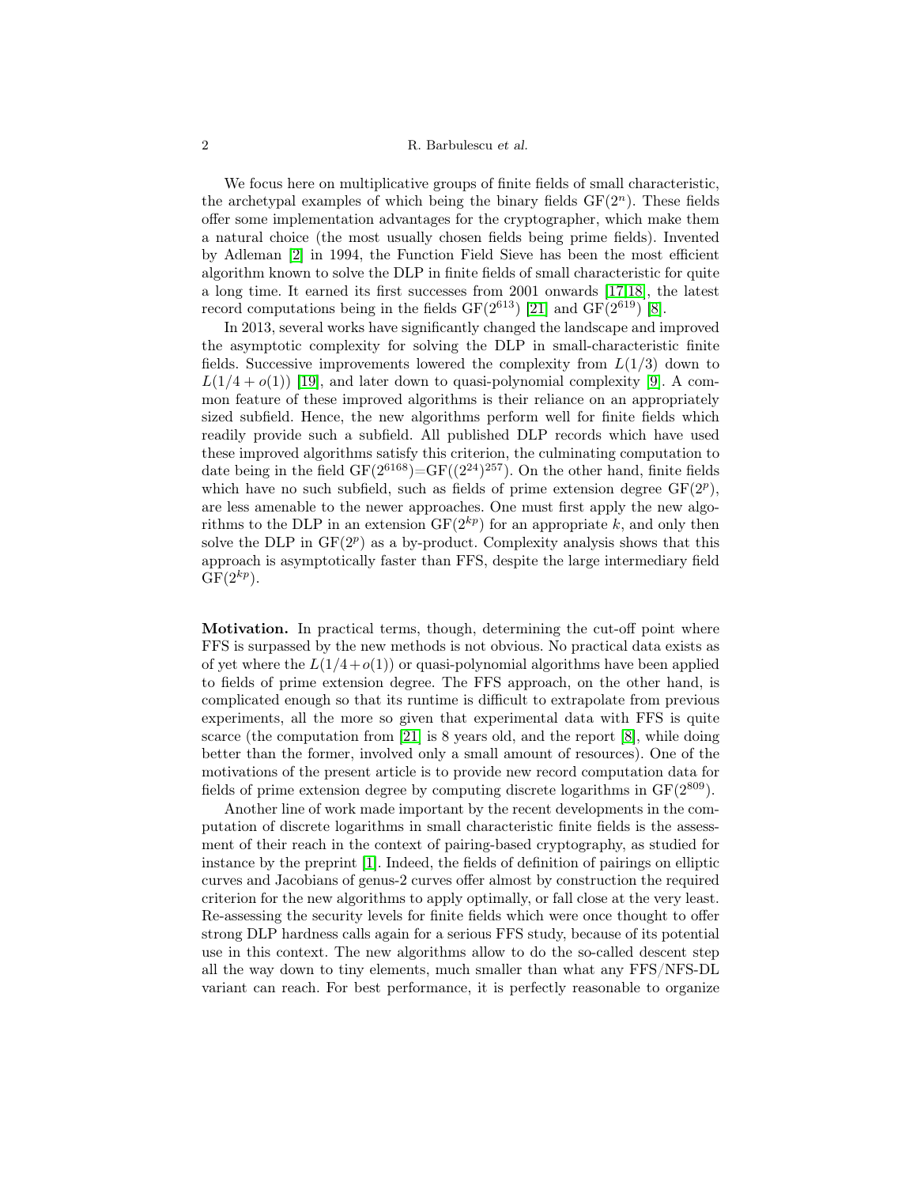We focus here on multiplicative groups of finite fields of small characteristic, the archetypal examples of which being the binary fields $\mathrm{GF}(2^n)$. These fields offer some implementation advantages for the cryptographer, which make them a natural choice (the most usually chosen fields being prime fields). Invented by Adleman [2] in 1994, the Function Field Sieve has been the most efficient algorithm known to solve the DLP in finite fields of small characteristic for quite a long time. It earned its first successes from 2001 onwards [17,18], the latest record computations being in the fields $\mathrm{GF}(2^{613})$ [21] and $\mathrm{GF}(2^{619})$ [8].

In 2013, several works have significantly changed the landscape and improved the asymptotic complexity for solving the DLP in small-characteristic finite fields. Successive improvements lowered the complexity from $L(1/3)$ down to $L(1/4 + o(1))$ [19], and later down to quasi-polynomial complexity [9]. A common feature of these improved algorithms is their reliance on an appropriately sized subfield. Hence, the new algorithms perform well for finite fields which readily provide such a subfield. All published DLP records which have used these improved algorithms satisfy this criterion, the culminating computation to date being in the field $\mathrm{GF}(2^{6168}){=}\mathrm{GF}((2^{24})^{257})$. On the other hand, finite fields which have no such subfield, such as fields of prime extension degree $\mathrm{GF}(2^p)$, are less amenable to the newer approaches. One must first apply the new algorithms to the DLP in an extension $\mathrm{GF}(2^{kp})$ for an appropriate $k$, and only then solve the DLP in $\mathrm{GF}(2^p)$ as a by-product. Complexity analysis shows that this approach is asymptotically faster than FFS, despite the large intermediary field $\mathrm{GF}(2^{kp})$.

**Motivation.** In practical terms, though, determining the cut-off point where FFS is surpassed by the new methods is not obvious. No practical data exists as of yet where the $L(1/4+o(1))$ or quasi-polynomial algorithms have been applied to fields of prime extension degree. The FFS approach, on the other hand, is complicated enough so that its runtime is difficult to extrapolate from previous experiments, all the more so given that experimental data with FFS is quite scarce (the computation from [21] is 8 years old, and the report [8], while doing better than the former, involved only a small amount of resources). One of the motivations of the present article is to provide new record computation data for fields of prime extension degree by computing discrete logarithms in $\mathrm{GF}(2^{809})$.

Another line of work made important by the recent developments in the computation of discrete logarithms in small characteristic finite fields is the assessment of their reach in the context of pairing-based cryptography, as studied for instance by the preprint [1]. Indeed, the fields of definition of pairings on elliptic curves and Jacobians of genus-2 curves offer almost by construction the required criterion for the new algorithms to apply optimally, or fall close at the very least. Re-assessing the security levels for finite fields which were once thought to offer strong DLP hardness calls again for a serious FFS study, because of its potential use in this context. The new algorithms allow to do the so-called descent step all the way down to tiny elements, much smaller than what any FFS/NFS-DL variant can reach. For best performance, it is perfectly reasonable to organize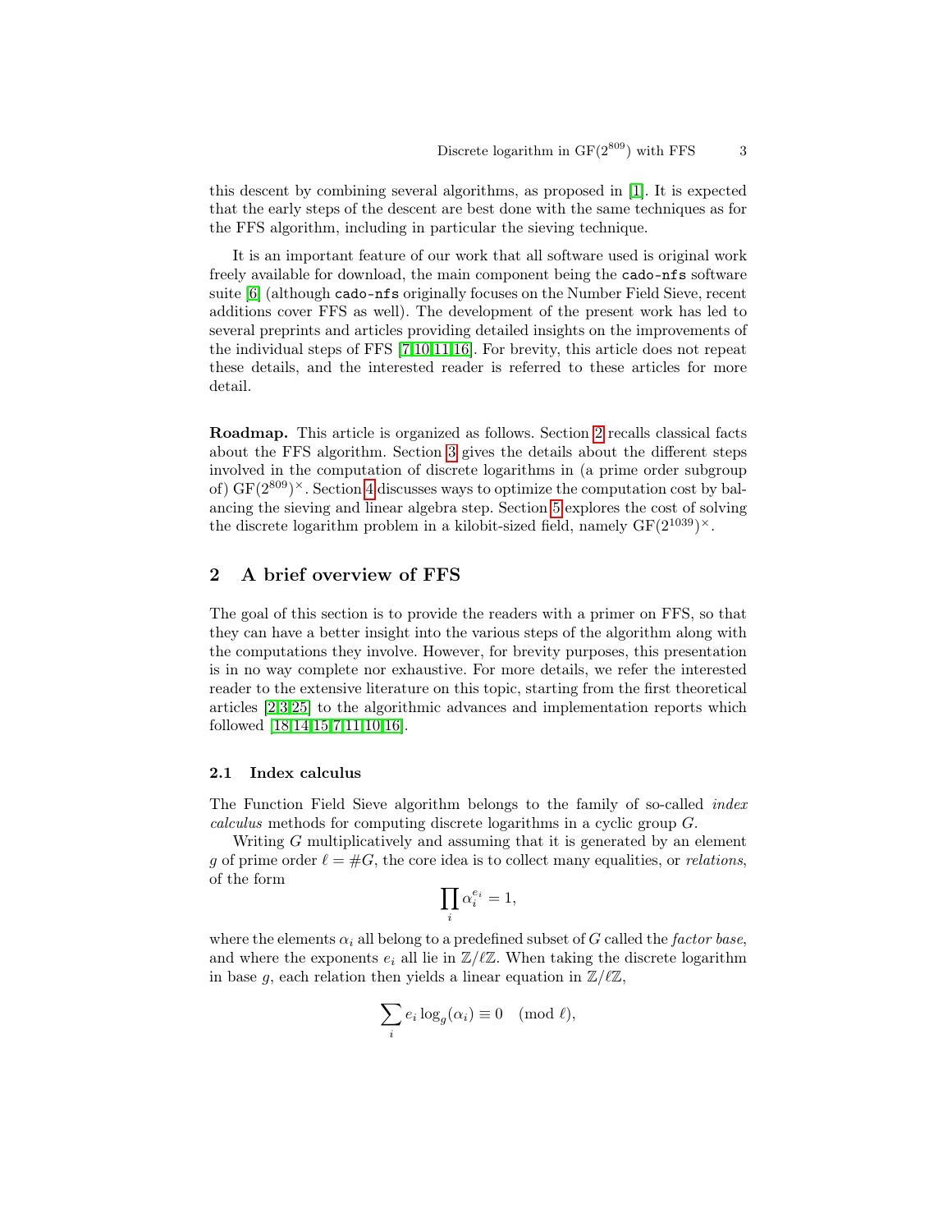this descent by combining several algorithms, as proposed in [1]. It is expected that the early steps of the descent are best done with the same techniques as for the FFS algorithm, including in particular the sieving technique.

It is an important feature of our work that all software used is original work freely available for download, the main component being the `cado-nfs` software suite [6] (although `cado-nfs` originally focuses on the Number Field Sieve, recent additions cover FFS as well). The development of the present work has led to several preprints and articles providing detailed insights on the improvements of the individual steps of FFS [7,10,11,16]. For brevity, this article does not repeat these details, and the interested reader is referred to these articles for more detail.

**Roadmap.** This article is organized as follows. Section 2 recalls classical facts about the FFS algorithm. Section 3 gives the details about the different steps involved in the computation of discrete logarithms in (a prime order subgroup of) $\mathrm{GF}(2^{809})^\times$. Section 4 discusses ways to optimize the computation cost by balancing the sieving and linear algebra step. Section 5 explores the cost of solving the discrete logarithm problem in a kilobit-sized field, namely $\mathrm{GF}(2^{1039})^\times$.

## 2 A brief overview of FFS

The goal of this section is to provide the readers with a primer on FFS, so that they can have a better insight into the various steps of the algorithm along with the computations they involve. However, for brevity purposes, this presentation is in no way complete nor exhaustive. For more details, we refer the interested reader to the extensive literature on this topic, starting from the first theoretical articles [2,3,25] to the algorithmic advances and implementation reports which followed [18,14,15,7,11,10,16].

### 2.1 Index calculus

The Function Field Sieve algorithm belongs to the family of so-called *index calculus* methods for computing discrete logarithms in a cyclic group $G$.

Writing $G$ multiplicatively and assuming that it is generated by an element $g$ of prime order $\ell = \#G$, the core idea is to collect many equalities, or *relations*, of the form

$$\prod_i \alpha_i^{e_i} = 1,$$

where the elements $\alpha_i$ all belong to a predefined subset of $G$ called the *factor base*, and where the exponents $e_i$ all lie in $\mathbb{Z}/\ell\mathbb{Z}$. When taking the discrete logarithm in base $g$, each relation then yields a linear equation in $\mathbb{Z}/\ell\mathbb{Z}$,

$$\sum_i e_i \log_g(\alpha_i) \equiv 0 \pmod{\ell},$$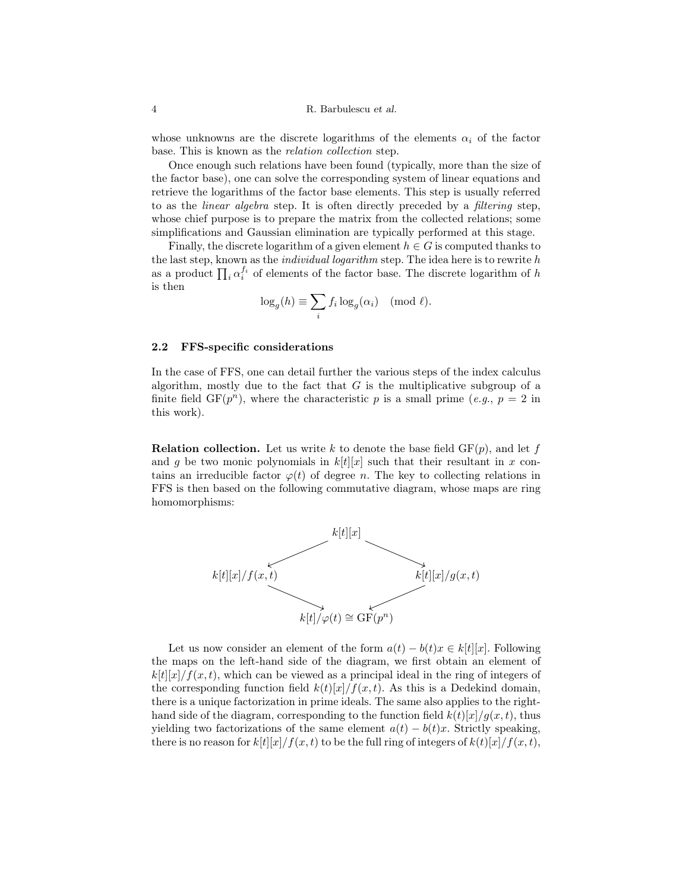whose unknowns are the discrete logarithms of the elements $\alpha_i$ of the factor base. This is known as the *relation collection* step.

Once enough such relations have been found (typically, more than the size of the factor base), one can solve the corresponding system of linear equations and retrieve the logarithms of the factor base elements. This step is usually referred to as the *linear algebra* step. It is often directly preceded by a *filtering* step, whose chief purpose is to prepare the matrix from the collected relations; some simplifications and Gaussian elimination are typically performed at this stage.

Finally, the discrete logarithm of a given element $h \in G$ is computed thanks to the last step, known as the *individual logarithm* step. The idea here is to rewrite $h$ as a product $\prod_i \alpha_i^{f_i}$ of elements of the factor base. The discrete logarithm of $h$ is then

$$\log_g(h) \equiv \sum_i f_i \log_g(\alpha_i) \pmod{\ell}.$$

### 2.2 FFS-specific considerations

In the case of FFS, one can detail further the various steps of the index calculus algorithm, mostly due to the fact that $G$ is the multiplicative subgroup of a finite field $\mathrm{GF}(p^n)$, where the characteristic $p$ is a small prime (*e.g.*, $p = 2$ in this work).

**Relation collection.** Let us write $k$ to denote the base field $\mathrm{GF}(p)$, and let $f$ and $g$ be two monic polynomials in $k[t][x]$ such that their resultant in $x$ contains an irreducible factor $\varphi(t)$ of degree $n$. The key to collecting relations in FFS is then based on the following commutative diagram, whose maps are ring homomorphisms:

$$\begin{array}{ccccc} & & k[t][x] & & \\ & \swarrow & & \searrow & \\ k[t][x]/f(x,t) & & & & k[t][x]/g(x,t) \\ & \searrow & & \swarrow & \\ & & k[t]/\varphi(t) \cong \mathrm{GF}(p^n) & & \end{array}$$

Let us now consider an element of the form $a(t) - b(t)x \in k[t][x]$. Following the maps on the left-hand side of the diagram, we first obtain an element of $k[t][x]/f(x,t)$, which can be viewed as a principal ideal in the ring of integers of the corresponding function field $k(t)[x]/f(x,t)$. As this is a Dedekind domain, there is a unique factorization in prime ideals. The same also applies to the right-hand side of the diagram, corresponding to the function field $k(t)[x]/g(x,t)$, thus yielding two factorizations of the same element $a(t) - b(t)x$. Strictly speaking, there is no reason for $k[t][x]/f(x,t)$ to be the full ring of integers of $k(t)[x]/f(x,t)$,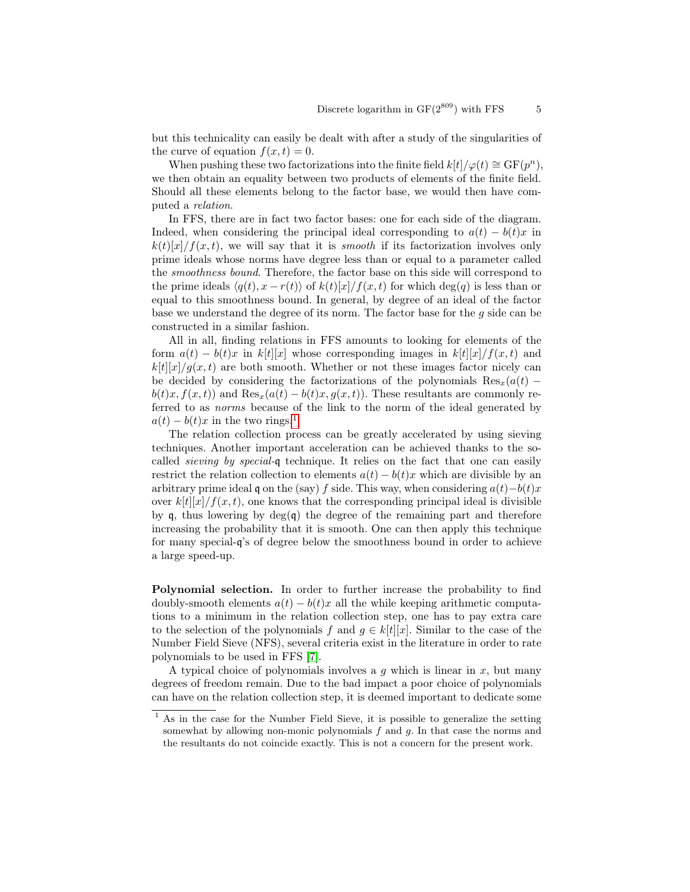but this technicality can easily be dealt with after a study of the singularities of the curve of equation $f(x,t) = 0$.

When pushing these two factorizations into the finite field $k[t]/\varphi(t) \cong \mathrm{GF}(p^n)$, we then obtain an equality between two products of elements of the finite field. Should all these elements belong to the factor base, we would then have computed a *relation*.

In FFS, there are in fact two factor bases: one for each side of the diagram. Indeed, when considering the principal ideal corresponding to $a(t) - b(t)x$ in $k(t)[x]/f(x,t)$, we will say that it is *smooth* if its factorization involves only prime ideals whose norms have degree less than or equal to a parameter called the *smoothness bound*. Therefore, the factor base on this side will correspond to the prime ideals $\langle q(t), x - r(t)\rangle$ of $k(t)[x]/f(x,t)$ for which $\deg(q)$ is less than or equal to this smoothness bound. In general, by degree of an ideal of the factor base we understand the degree of its norm. The factor base for the $g$ side can be constructed in a similar fashion.

All in all, finding relations in FFS amounts to looking for elements of the form $a(t) - b(t)x$ in $k[t][x]$ whose corresponding images in $k[t][x]/f(x,t)$ and $k[t][x]/g(x,t)$ are both smooth. Whether or not these images factor nicely can be decided by considering the factorizations of the polynomials $\mathrm{Res}_x(a(t) - b(t)x, f(x,t))$ and $\mathrm{Res}_x(a(t) - b(t)x, g(x,t))$. These resultants are commonly referred to as *norms* because of the link to the norm of the ideal generated by $a(t) - b(t)x$ in the two rings.[1]

The relation collection process can be greatly accelerated by using sieving techniques. Another important acceleration can be achieved thanks to the so-called *sieving by special-$\mathfrak{q}$* technique. It relies on the fact that one can easily restrict the relation collection to elements $a(t) - b(t)x$ which are divisible by an arbitrary prime ideal $\mathfrak{q}$ on the (say) $f$ side. This way, when considering $a(t)-b(t)x$ over $k[t][x]/f(x,t)$, one knows that the corresponding principal ideal is divisible by $\mathfrak{q}$, thus lowering by $\deg(\mathfrak{q})$ the degree of the remaining part and therefore increasing the probability that it is smooth. One can then apply this technique for many special-$\mathfrak{q}$'s of degree below the smoothness bound in order to achieve a large speed-up.

**Polynomial selection.** In order to further increase the probability to find doubly-smooth elements $a(t) - b(t)x$ all the while keeping arithmetic computations to a minimum in the relation collection step, one has to pay extra care to the selection of the polynomials $f$ and $g \in k[t][x]$. Similar to the case of the Number Field Sieve (NFS), several criteria exist in the literature in order to rate polynomials to be used in FFS [7].

A typical choice of polynomials involves a $g$ which is linear in $x$, but many degrees of freedom remain. Due to the bad impact a poor choice of polynomials can have on the relation collection step, it is deemed important to dedicate some

[1] As in the case for the Number Field Sieve, it is possible to generalize the setting somewhat by allowing non-monic polynomials $f$ and $g$. In that case the norms and the resultants do not coincide exactly. This is not a concern for the present work.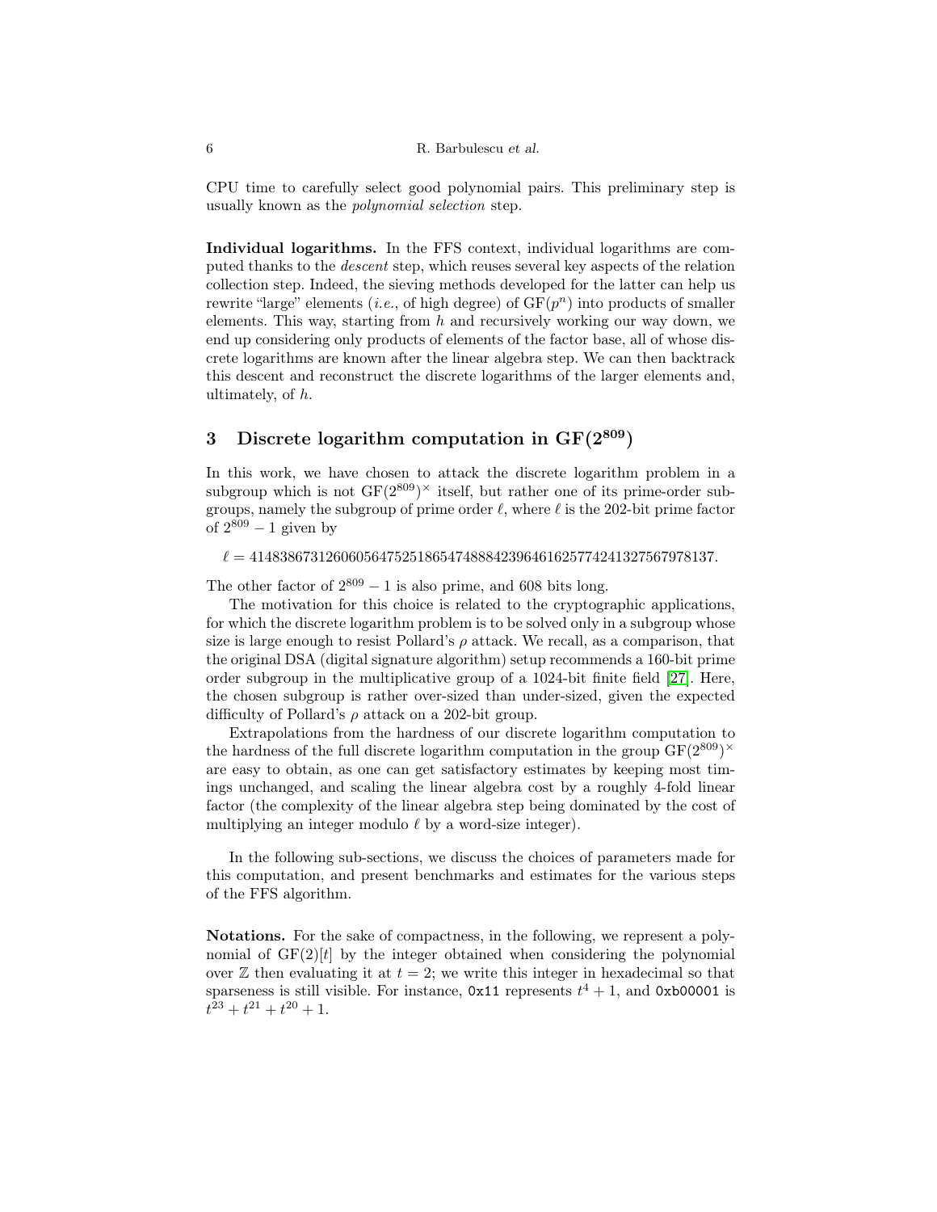CPU time to carefully select good polynomial pairs. This preliminary step is usually known as the *polynomial selection* step.

**Individual logarithms.** In the FFS context, individual logarithms are computed thanks to the *descent* step, which reuses several key aspects of the relation collection step. Indeed, the sieving methods developed for the latter can help us rewrite "large" elements (*i.e.*, of high degree) of $\mathrm{GF}(p^n)$ into products of smaller elements. This way, starting from $h$ and recursively working our way down, we end up considering only products of elements of the factor base, all of whose discrete logarithms are known after the linear algebra step. We can then backtrack this descent and reconstruct the discrete logarithms of the larger elements and, ultimately, of $h$.

## 3 Discrete logarithm computation in $\mathrm{GF}(2^{809})$

In this work, we have chosen to attack the discrete logarithm problem in a subgroup which is not $\mathrm{GF}(2^{809})^{\times}$ itself, but rather one of its prime-order subgroups, namely the subgroup of prime order $\ell$, where $\ell$ is the 202-bit prime factor of $2^{809} - 1$ given by

$$\ell = 4148386731260605647525186547488842396461625774241327567978137.$$

The other factor of $2^{809} - 1$ is also prime, and 608 bits long.

The motivation for this choice is related to the cryptographic applications, for which the discrete logarithm problem is to be solved only in a subgroup whose size is large enough to resist Pollard's $\rho$ attack. We recall, as a comparison, that the original DSA (digital signature algorithm) setup recommends a 160-bit prime order subgroup in the multiplicative group of a 1024-bit finite field [27]. Here, the chosen subgroup is rather over-sized than under-sized, given the expected difficulty of Pollard's $\rho$ attack on a 202-bit group.

Extrapolations from the hardness of our discrete logarithm computation to the hardness of the full discrete logarithm computation in the group $\mathrm{GF}(2^{809})^{\times}$ are easy to obtain, as one can get satisfactory estimates by keeping most timings unchanged, and scaling the linear algebra cost by a roughly 4-fold linear factor (the complexity of the linear algebra step being dominated by the cost of multiplying an integer modulo $\ell$ by a word-size integer).

In the following sub-sections, we discuss the choices of parameters made for this computation, and present benchmarks and estimates for the various steps of the FFS algorithm.

**Notations.** For the sake of compactness, in the following, we represent a polynomial of $\mathrm{GF}(2)[t]$ by the integer obtained when considering the polynomial over $\mathbb{Z}$ then evaluating it at $t = 2$; we write this integer in hexadecimal so that sparseness is still visible. For instance, `0x11` represents $t^4 + 1$, and `0xb00001` is $t^{23} + t^{21} + t^{20} + 1$.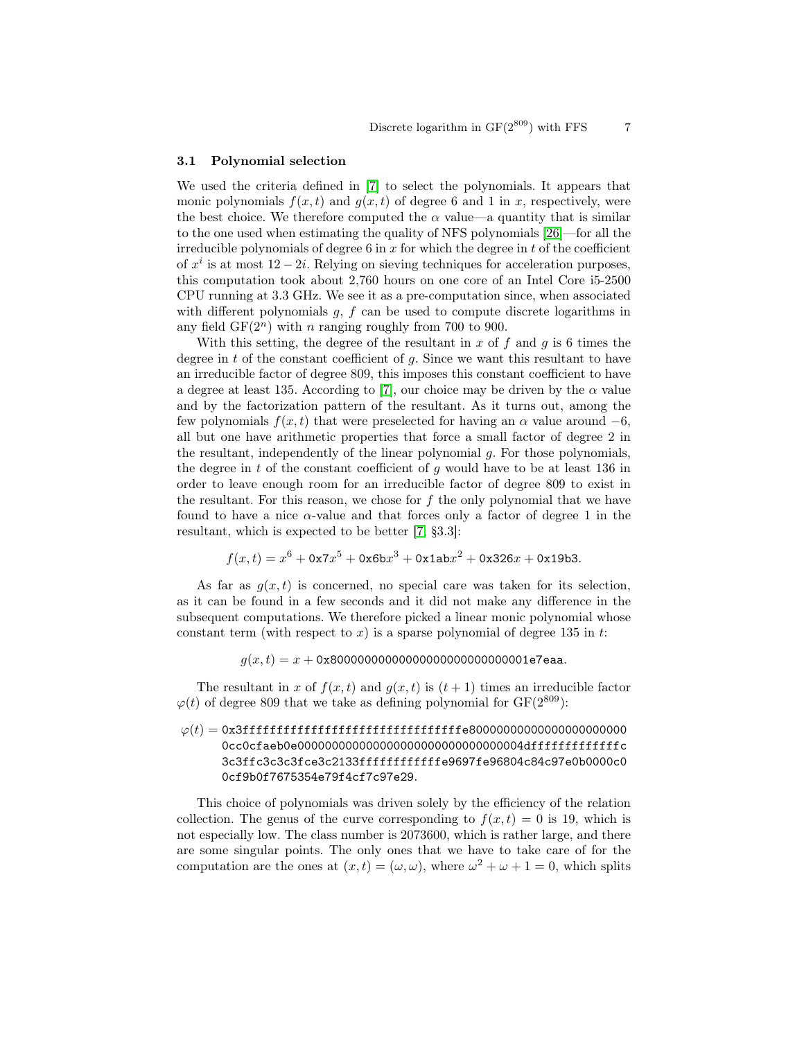### 3.1 Polynomial selection

We used the criteria defined in [7] to select the polynomials. It appears that monic polynomials $f(x,t)$ and $g(x,t)$ of degree 6 and 1 in $x$, respectively, were the best choice. We therefore computed the $\alpha$ value—a quantity that is similar to the one used when estimating the quality of NFS polynomials [26]—for all the irreducible polynomials of degree 6 in $x$ for which the degree in $t$ of the coefficient of $x^i$ is at most $12 - 2i$. Relying on sieving techniques for acceleration purposes, this computation took about 2,760 hours on one core of an Intel Core i5-2500 CPU running at 3.3 GHz. We see it as a pre-computation since, when associated with different polynomials $g$, $f$ can be used to compute discrete logarithms in any field $\mathrm{GF}(2^n)$ with $n$ ranging roughly from 700 to 900.

With this setting, the degree of the resultant in $x$ of $f$ and $g$ is 6 times the degree in $t$ of the constant coefficient of $g$. Since we want this resultant to have an irreducible factor of degree 809, this imposes this constant coefficient to have a degree at least 135. According to [7], our choice may be driven by the $\alpha$ value and by the factorization pattern of the resultant. As it turns out, among the few polynomials $f(x,t)$ that were preselected for having an $\alpha$ value around $-6$, all but one have arithmetic properties that force a small factor of degree 2 in the resultant, independently of the linear polynomial $g$. For those polynomials, the degree in $t$ of the constant coefficient of $g$ would have to be at least 136 in order to leave enough room for an irreducible factor of degree 809 to exist in the resultant. For this reason, we chose for $f$ the only polynomial that we have found to have a nice $\alpha$-value and that forces only a factor of degree 1 in the resultant, which is expected to be better [7, §3.3]:

$$f(x,t) = x^6 + \texttt{0x7}x^5 + \texttt{0x6b}x^3 + \texttt{0x1ab}x^2 + \texttt{0x326}x + \texttt{0x19b3}.$$

As far as $g(x,t)$ is concerned, no special care was taken for its selection, as it can be found in a few seconds and it did not make any difference in the subsequent computations. We therefore picked a linear monic polynomial whose constant term (with respect to $x$) is a sparse polynomial of degree 135 in $t$:

$$g(x,t) = x + \texttt{0x80000000000000000000000000001e7eaa}.$$

The resultant in $x$ of $f(x,t)$ and $g(x,t)$ is $(t+1)$ times an irreducible factor $\varphi(t)$ of degree 809 that we take as defining polynomial for $\mathrm{GF}(2^{809})$:

$$\begin{aligned}\varphi(t) = \ &\texttt{0x3ffffffffffffffffffffffffffffffffe800000000000000000000}\\ &\texttt{0cc0cfaeb0e000000000000000000000000000004dfffffffffffc}\\ &\texttt{3c3ffc3c3c3fce3c2133ffffffffffffe9697fe96804c84c97e0b0000c0}\\ &\texttt{0cf9b0f7675354e79f4cf7c97e29}.\end{aligned}$$

This choice of polynomials was driven solely by the efficiency of the relation collection. The genus of the curve corresponding to $f(x,t) = 0$ is 19, which is not especially low. The class number is 2073600, which is rather large, and there are some singular points. The only ones that we have to take care of for the computation are the ones at $(x,t) = (\omega, \omega)$, where $\omega^2 + \omega + 1 = 0$, which splits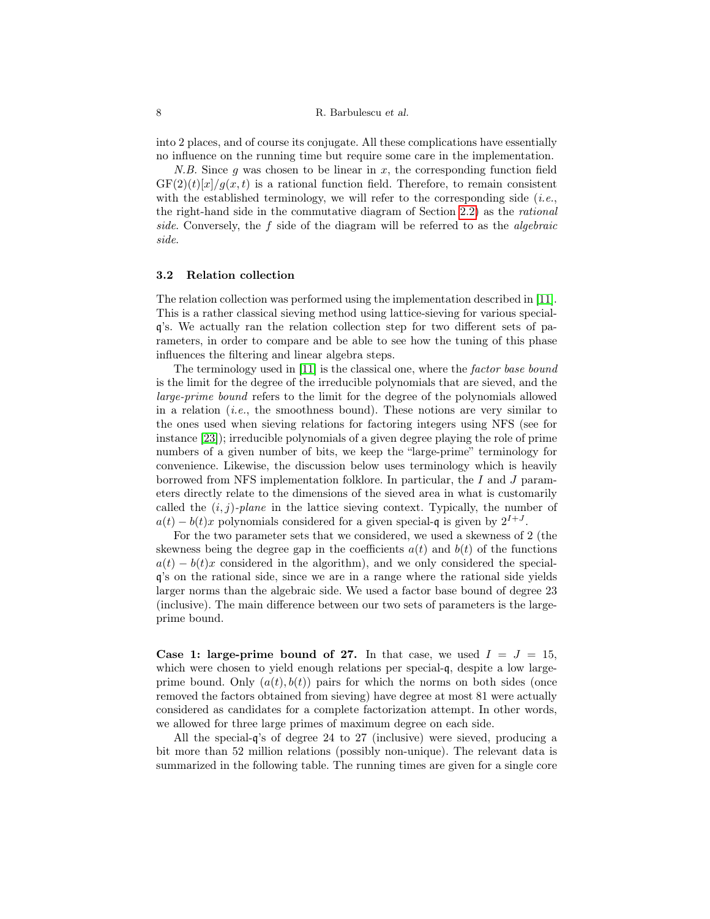into 2 places, and of course its conjugate. All these complications have essentially no influence on the running time but require some care in the implementation.

*N.B.* Since $g$ was chosen to be linear in $x$, the corresponding function field $\mathrm{GF}(2)(t)[x]/g(x,t)$ is a rational function field. Therefore, to remain consistent with the established terminology, we will refer to the corresponding side (*i.e.*, the right-hand side in the commutative diagram of Section 2.2) as the *rational side*. Conversely, the $f$ side of the diagram will be referred to as the *algebraic side*.

### 3.2 Relation collection

The relation collection was performed using the implementation described in [11]. This is a rather classical sieving method using lattice-sieving for various special-$\mathfrak{q}$'s. We actually ran the relation collection step for two different sets of parameters, in order to compare and be able to see how the tuning of this phase influences the filtering and linear algebra steps.

The terminology used in [11] is the classical one, where the *factor base bound* is the limit for the degree of the irreducible polynomials that are sieved, and the *large-prime bound* refers to the limit for the degree of the polynomials allowed in a relation (*i.e.*, the smoothness bound). These notions are very similar to the ones used when sieving relations for factoring integers using NFS (see for instance [23]); irreducible polynomials of a given degree playing the role of prime numbers of a given number of bits, we keep the "large-prime" terminology for convenience. Likewise, the discussion below uses terminology which is heavily borrowed from NFS implementation folklore. In particular, the $I$ and $J$ parameters directly relate to the dimensions of the sieved area in what is customarily called the $(i, j)$*-plane* in the lattice sieving context. Typically, the number of $a(t) - b(t)x$ polynomials considered for a given special-$\mathfrak{q}$ is given by $2^{I+J}$.

For the two parameter sets that we considered, we used a skewness of 2 (the skewness being the degree gap in the coefficients $a(t)$ and $b(t)$ of the functions $a(t) - b(t)x$ considered in the algorithm), and we only considered the special-$\mathfrak{q}$'s on the rational side, since we are in a range where the rational side yields larger norms than the algebraic side. We used a factor base bound of degree 23 (inclusive). The main difference between our two sets of parameters is the large-prime bound.

**Case 1: large-prime bound of 27.** In that case, we used $I = J = 15$, which were chosen to yield enough relations per special-$\mathfrak{q}$, despite a low large-prime bound. Only $(a(t), b(t))$ pairs for which the norms on both sides (once removed the factors obtained from sieving) have degree at most 81 were actually considered as candidates for a complete factorization attempt. In other words, we allowed for three large primes of maximum degree on each side.

All the special-$\mathfrak{q}$'s of degree 24 to 27 (inclusive) were sieved, producing a bit more than 52 million relations (possibly non-unique). The relevant data is summarized in the following table. The running times are given for a single core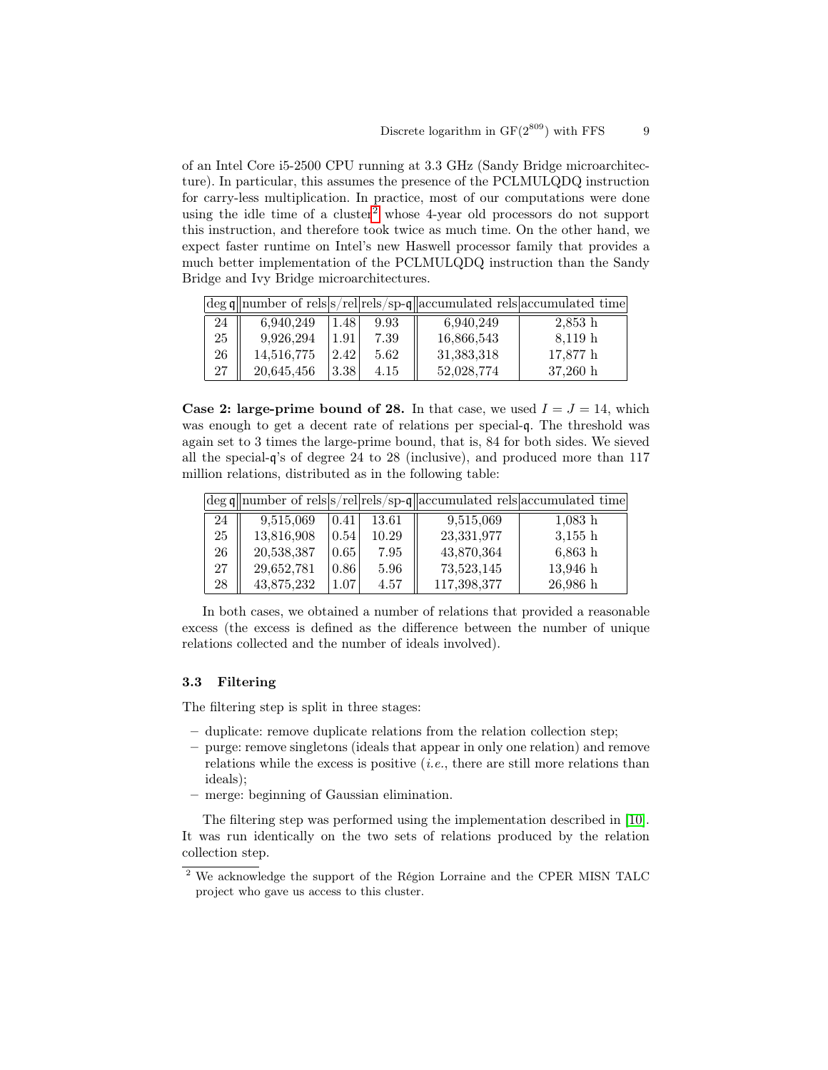of an Intel Core i5-2500 CPU running at 3.3 GHz (Sandy Bridge microarchitecture). In particular, this assumes the presence of the PCLMULQDQ instruction for carry-less multiplication. In practice, most of our computations were done using the idle time of a cluster[2] whose 4-year old processors do not support this instruction, and therefore took twice as much time. On the other hand, we expect faster runtime on Intel's new Haswell processor family that provides a much better implementation of the PCLMULQDQ instruction than the Sandy Bridge and Ivy Bridge microarchitectures.

| deg $\mathfrak{q}$ | number of rels | s/rel | rels/sp-$\mathfrak{q}$ | accumulated rels | accumulated time |
|---|---|---|---|---|---|
| 24 | 6,940,249 | 1.48 | 9.93 | 6,940,249 | 2,853 h |
| 25 | 9,926,294 | 1.91 | 7.39 | 16,866,543 | 8,119 h |
| 26 | 14,516,775 | 2.42 | 5.62 | 31,383,318 | 17,877 h |
| 27 | 20,645,456 | 3.38 | 4.15 | 52,028,774 | 37,260 h |

**Case 2: large-prime bound of 28.** In that case, we used $I = J = 14$, which was enough to get a decent rate of relations per special-$\mathfrak{q}$. The threshold was again set to 3 times the large-prime bound, that is, 84 for both sides. We sieved all the special-$\mathfrak{q}$'s of degree 24 to 28 (inclusive), and produced more than 117 million relations, distributed as in the following table:

| deg $\mathfrak{q}$ | number of rels | s/rel | rels/sp-$\mathfrak{q}$ | accumulated rels | accumulated time |
|---|---|---|---|---|---|
| 24 | 9,515,069 | 0.41 | 13.61 | 9,515,069 | 1,083 h |
| 25 | 13,816,908 | 0.54 | 10.29 | 23,331,977 | 3,155 h |
| 26 | 20,538,387 | 0.65 | 7.95 | 43,870,364 | 6,863 h |
| 27 | 29,652,781 | 0.86 | 5.96 | 73,523,145 | 13,946 h |
| 28 | 43,875,232 | 1.07 | 4.57 | 117,398,377 | 26,986 h |

In both cases, we obtained a number of relations that provided a reasonable excess (the excess is defined as the difference between the number of unique relations collected and the number of ideals involved).

### 3.3 Filtering

The filtering step is split in three stages:

- duplicate: remove duplicate relations from the relation collection step;
- purge: remove singletons (ideals that appear in only one relation) and remove relations while the excess is positive (*i.e.*, there are still more relations than ideals);
- merge: beginning of Gaussian elimination.

The filtering step was performed using the implementation described in [10]. It was run identically on the two sets of relations produced by the relation collection step.

[2] We acknowledge the support of the Région Lorraine and the CPER MISN TALC project who gave us access to this cluster.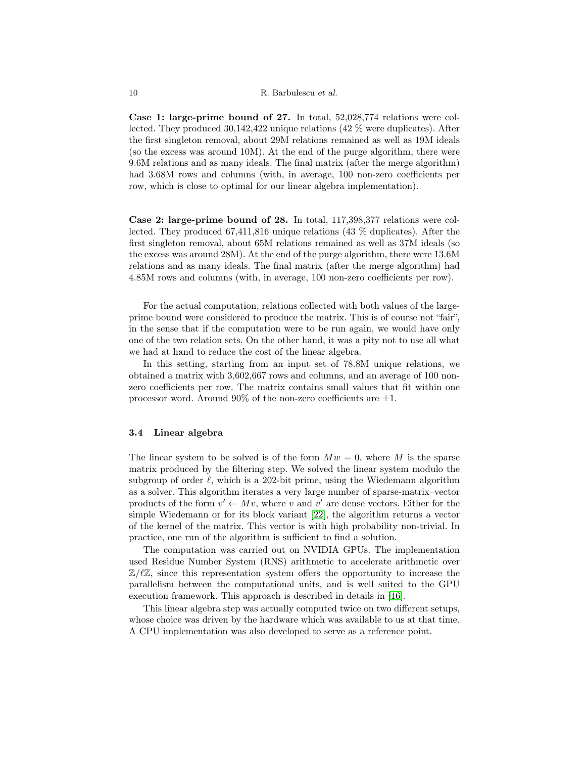**Case 1: large-prime bound of 27.** In total, 52,028,774 relations were collected. They produced 30,142,422 unique relations (42 % were duplicates). After the first singleton removal, about 29M relations remained as well as 19M ideals (so the excess was around 10M). At the end of the purge algorithm, there were 9.6M relations and as many ideals. The final matrix (after the merge algorithm) had 3.68M rows and columns (with, in average, 100 non-zero coefficients per row, which is close to optimal for our linear algebra implementation).

**Case 2: large-prime bound of 28.** In total, 117,398,377 relations were collected. They produced 67,411,816 unique relations (43 % duplicates). After the first singleton removal, about 65M relations remained as well as 37M ideals (so the excess was around 28M). At the end of the purge algorithm, there were 13.6M relations and as many ideals. The final matrix (after the merge algorithm) had 4.85M rows and columns (with, in average, 100 non-zero coefficients per row).

For the actual computation, relations collected with both values of the large-prime bound were considered to produce the matrix. This is of course not "fair", in the sense that if the computation were to be run again, we would have only one of the two relation sets. On the other hand, it was a pity not to use all what we had at hand to reduce the cost of the linear algebra.

In this setting, starting from an input set of 78.8M unique relations, we obtained a matrix with 3,602,667 rows and columns, and an average of 100 non-zero coefficients per row. The matrix contains small values that fit within one processor word. Around 90% of the non-zero coefficients are $\pm 1$.

### 3.4 Linear algebra

The linear system to be solved is of the form $Mw = 0$, where $M$ is the sparse matrix produced by the filtering step. We solved the linear system modulo the subgroup of order $\ell$, which is a 202-bit prime, using the Wiedemann algorithm as a solver. This algorithm iterates a very large number of sparse-matrix–vector products of the form $v' \leftarrow Mv$, where $v$ and $v'$ are dense vectors. Either for the simple Wiedemann or for its block variant [22], the algorithm returns a vector of the kernel of the matrix. This vector is with high probability non-trivial. In practice, one run of the algorithm is sufficient to find a solution.

The computation was carried out on NVIDIA GPUs. The implementation used Residue Number System (RNS) arithmetic to accelerate arithmetic over $\mathbb{Z}/\ell\mathbb{Z}$, since this representation system offers the opportunity to increase the parallelism between the computational units, and is well suited to the GPU execution framework. This approach is described in details in [16].

This linear algebra step was actually computed twice on two different setups, whose choice was driven by the hardware which was available to us at that time. A CPU implementation was also developed to serve as a reference point.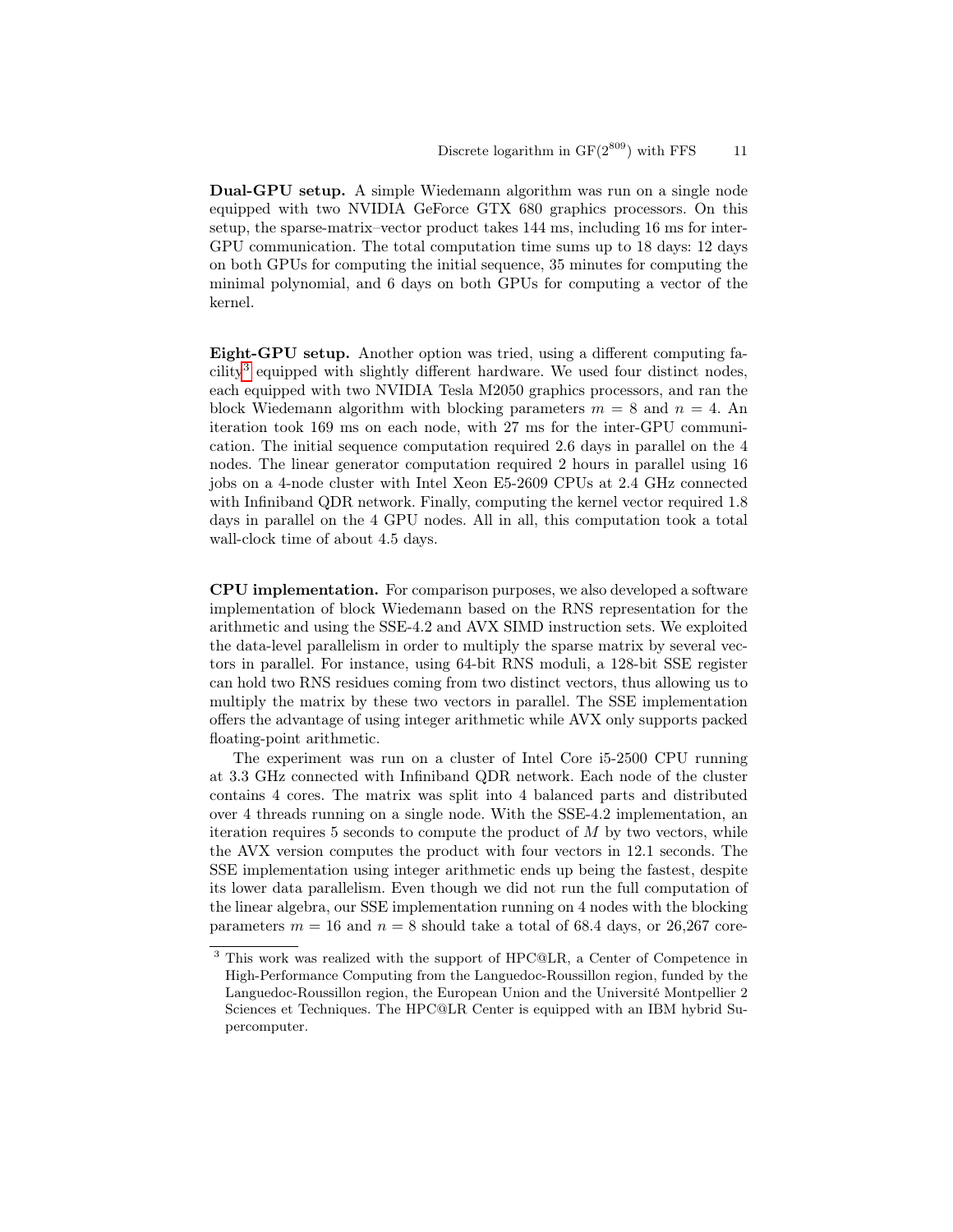**Dual-GPU setup.** A simple Wiedemann algorithm was run on a single node equipped with two NVIDIA GeForce GTX 680 graphics processors. On this setup, the sparse-matrix–vector product takes 144 ms, including 16 ms for inter-GPU communication. The total computation time sums up to 18 days: 12 days on both GPUs for computing the initial sequence, 35 minutes for computing the minimal polynomial, and 6 days on both GPUs for computing a vector of the kernel.

**Eight-GPU setup.** Another option was tried, using a different computing facility[3] equipped with slightly different hardware. We used four distinct nodes, each equipped with two NVIDIA Tesla M2050 graphics processors, and ran the block Wiedemann algorithm with blocking parameters $m = 8$ and $n = 4$. An iteration took 169 ms on each node, with 27 ms for the inter-GPU communication. The initial sequence computation required 2.6 days in parallel on the 4 nodes. The linear generator computation required 2 hours in parallel using 16 jobs on a 4-node cluster with Intel Xeon E5-2609 CPUs at 2.4 GHz connected with Infiniband QDR network. Finally, computing the kernel vector required 1.8 days in parallel on the 4 GPU nodes. All in all, this computation took a total wall-clock time of about 4.5 days.

**CPU implementation.** For comparison purposes, we also developed a software implementation of block Wiedemann based on the RNS representation for the arithmetic and using the SSE-4.2 and AVX SIMD instruction sets. We exploited the data-level parallelism in order to multiply the sparse matrix by several vectors in parallel. For instance, using 64-bit RNS moduli, a 128-bit SSE register can hold two RNS residues coming from two distinct vectors, thus allowing us to multiply the matrix by these two vectors in parallel. The SSE implementation offers the advantage of using integer arithmetic while AVX only supports packed floating-point arithmetic.

The experiment was run on a cluster of Intel Core i5-2500 CPU running at 3.3 GHz connected with Infiniband QDR network. Each node of the cluster contains 4 cores. The matrix was split into 4 balanced parts and distributed over 4 threads running on a single node. With the SSE-4.2 implementation, an iteration requires 5 seconds to compute the product of $M$ by two vectors, while the AVX version computes the product with four vectors in 12.1 seconds. The SSE implementation using integer arithmetic ends up being the fastest, despite its lower data parallelism. Even though we did not run the full computation of the linear algebra, our SSE implementation running on 4 nodes with the blocking parameters $m = 16$ and $n = 8$ should take a total of 68.4 days, or 26,267 core-

[3] This work was realized with the support of HPC@LR, a Center of Competence in High-Performance Computing from the Languedoc-Roussillon region, funded by the Languedoc-Roussillon region, the European Union and the Université Montpellier 2 Sciences et Techniques. The HPC@LR Center is equipped with an IBM hybrid Supercomputer.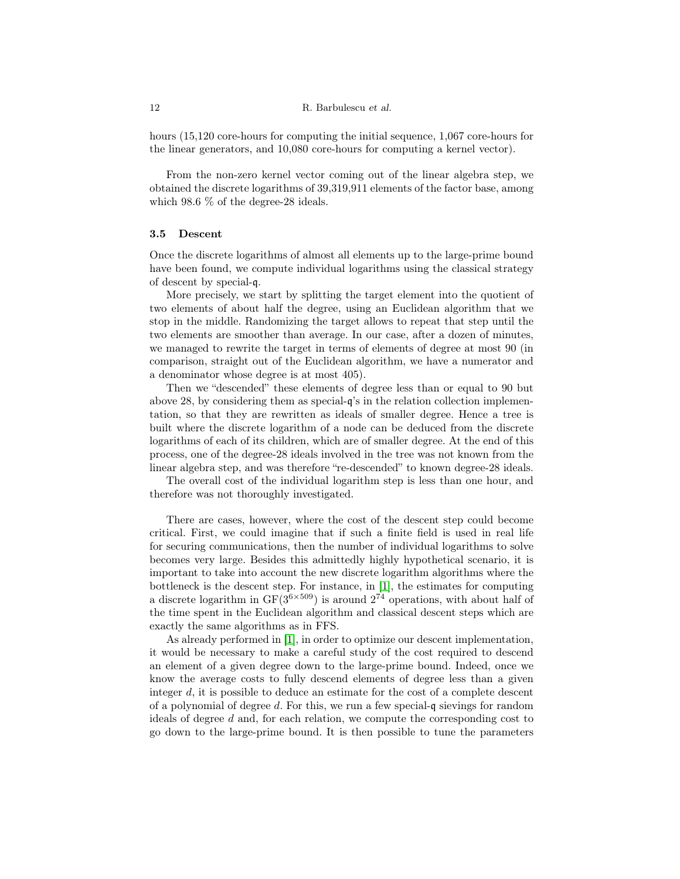hours (15,120 core-hours for computing the initial sequence, 1,067 core-hours for the linear generators, and 10,080 core-hours for computing a kernel vector).

From the non-zero kernel vector coming out of the linear algebra step, we obtained the discrete logarithms of 39,319,911 elements of the factor base, among which 98.6 % of the degree-28 ideals.

### 3.5 Descent

Once the discrete logarithms of almost all elements up to the large-prime bound have been found, we compute individual logarithms using the classical strategy of descent by special-$\mathfrak{q}$.

More precisely, we start by splitting the target element into the quotient of two elements of about half the degree, using an Euclidean algorithm that we stop in the middle. Randomizing the target allows to repeat that step until the two elements are smoother than average. In our case, after a dozen of minutes, we managed to rewrite the target in terms of elements of degree at most 90 (in comparison, straight out of the Euclidean algorithm, we have a numerator and a denominator whose degree is at most 405).

Then we "descended" these elements of degree less than or equal to 90 but above 28, by considering them as special-$\mathfrak{q}$'s in the relation collection implementation, so that they are rewritten as ideals of smaller degree. Hence a tree is built where the discrete logarithm of a node can be deduced from the discrete logarithms of each of its children, which are of smaller degree. At the end of this process, one of the degree-28 ideals involved in the tree was not known from the linear algebra step, and was therefore "re-descended" to known degree-28 ideals.

The overall cost of the individual logarithm step is less than one hour, and therefore was not thoroughly investigated.

There are cases, however, where the cost of the descent step could become critical. First, we could imagine that if such a finite field is used in real life for securing communications, then the number of individual logarithms to solve becomes very large. Besides this admittedly highly hypothetical scenario, it is important to take into account the new discrete logarithm algorithms where the bottleneck is the descent step. For instance, in [1], the estimates for computing a discrete logarithm in $\mathrm{GF}(3^{6\times 509})$ is around $2^{74}$ operations, with about half of the time spent in the Euclidean algorithm and classical descent steps which are exactly the same algorithms as in FFS.

As already performed in [1], in order to optimize our descent implementation, it would be necessary to make a careful study of the cost required to descend an element of a given degree down to the large-prime bound. Indeed, once we know the average costs to fully descend elements of degree less than a given integer $d$, it is possible to deduce an estimate for the cost of a complete descent of a polynomial of degree $d$. For this, we run a few special-$\mathfrak{q}$ sievings for random ideals of degree $d$ and, for each relation, we compute the corresponding cost to go down to the large-prime bound. It is then possible to tune the parameters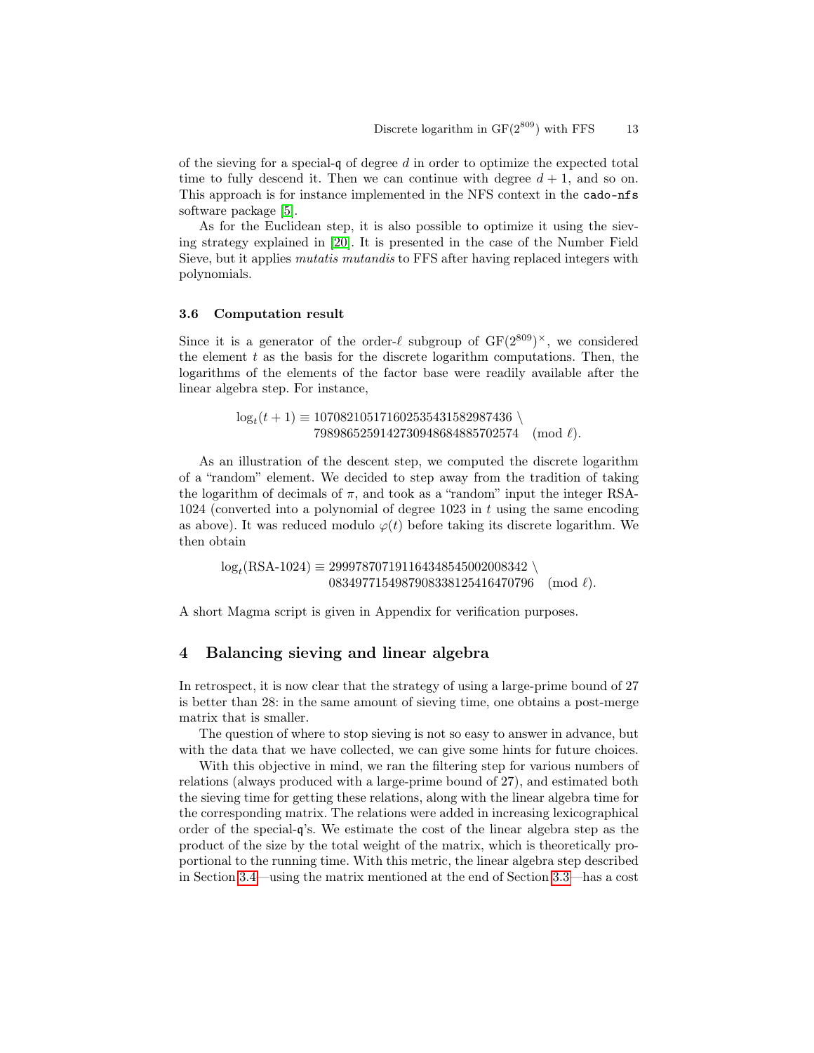of the sieving for a special-$\mathfrak{q}$ of degree $d$ in order to optimize the expected total time to fully descend it. Then we can continue with degree $d+1$, and so on. This approach is for instance implemented in the NFS context in the `cado-nfs` software package [5].

As for the Euclidean step, it is also possible to optimize it using the sieving strategy explained in [20]. It is presented in the case of the Number Field Sieve, but it applies *mutatis mutandis* to FFS after having replaced integers with polynomials.

### 3.6 Computation result

Since it is a generator of the order-$\ell$ subgroup of $\mathrm{GF}(2^{809})^{\times}$, we considered the element $t$ as the basis for the discrete logarithm computations. Then, the logarithms of the elements of the factor base were readily available after the linear algebra step. For instance,

$$\log_t(t+1) \equiv 107082105171602535431582987436 \setminus \\ 7989865259142730948684885702574 \pmod{\ell}.$$

As an illustration of the descent step, we computed the discrete logarithm of a "random" element. We decided to step away from the tradition of taking the logarithm of decimals of $\pi$, and took as a "random" input the integer RSA-1024 (converted into a polynomial of degree 1023 in $t$ using the same encoding as above). It was reduced modulo $\varphi(t)$ before taking its discrete logarithm. We then obtain

$$\log_t(\text{RSA-1024}) \equiv 299978707191164348545002008342 \setminus \\ 0834977154987908338125416470796 \pmod{\ell}.$$

A short Magma script is given in Appendix for verification purposes.

## 4 Balancing sieving and linear algebra

In retrospect, it is now clear that the strategy of using a large-prime bound of 27 is better than 28: in the same amount of sieving time, one obtains a post-merge matrix that is smaller.

The question of where to stop sieving is not so easy to answer in advance, but with the data that we have collected, we can give some hints for future choices.

With this objective in mind, we ran the filtering step for various numbers of relations (always produced with a large-prime bound of 27), and estimated both the sieving time for getting these relations, along with the linear algebra time for the corresponding matrix. The relations were added in increasing lexicographical order of the special-$\mathfrak{q}$'s. We estimate the cost of the linear algebra step as the product of the size by the total weight of the matrix, which is theoretically proportional to the running time. With this metric, the linear algebra step described in Section 3.4—using the matrix mentioned at the end of Section 3.3—has a cost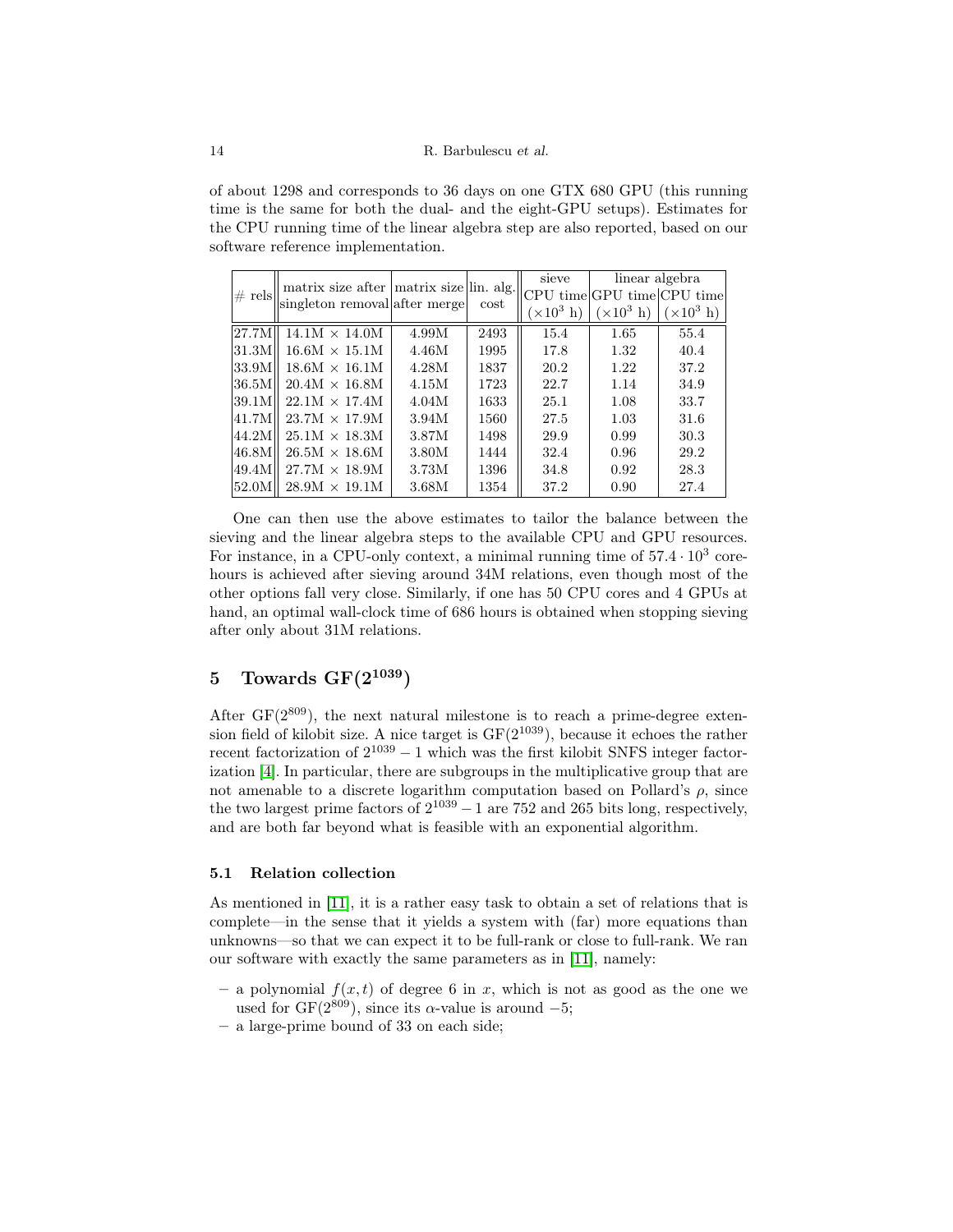of about 1298 and corresponds to 36 days on one GTX 680 GPU (this running time is the same for both the dual- and the eight-GPU setups). Estimates for the CPU running time of the linear algebra step are also reported, based on our software reference implementation.

| # rels | matrix size after singleton removal | matrix size after merge | lin. alg. cost | sieve | linear algebra | |
|---|---|---|---|---|---|---|
| | | | | CPU time ($\times 10^3$ h) | GPU time ($\times 10^3$ h) | CPU time ($\times 10^3$ h) |
| 27.7M | 14.1M × 14.0M | 4.99M | 2493 | 15.4 | 1.65 | 55.4 |
| 31.3M | 16.6M × 15.1M | 4.46M | 1995 | 17.8 | 1.32 | 40.4 |
| 33.9M | 18.6M × 16.1M | 4.28M | 1837 | 20.2 | 1.22 | 37.2 |
| 36.5M | 20.4M × 16.8M | 4.15M | 1723 | 22.7 | 1.14 | 34.9 |
| 39.1M | 22.1M × 17.4M | 4.04M | 1633 | 25.1 | 1.08 | 33.7 |
| 41.7M | 23.7M × 17.9M | 3.94M | 1560 | 27.5 | 1.03 | 31.6 |
| 44.2M | 25.1M × 18.3M | 3.87M | 1498 | 29.9 | 0.99 | 30.3 |
| 46.8M | 26.5M × 18.6M | 3.80M | 1444 | 32.4 | 0.96 | 29.2 |
| 49.4M | 27.7M × 18.9M | 3.73M | 1396 | 34.8 | 0.92 | 28.3 |
| 52.0M | 28.9M × 19.1M | 3.68M | 1354 | 37.2 | 0.90 | 27.4 |

One can then use the above estimates to tailor the balance between the sieving and the linear algebra steps to the available CPU and GPU resources. For instance, in a CPU-only context, a minimal running time of $57.4 \cdot 10^3$ core-hours is achieved after sieving around 34M relations, even though most of the other options fall very close. Similarly, if one has 50 CPU cores and 4 GPUs at hand, an optimal wall-clock time of 686 hours is obtained when stopping sieving after only about 31M relations.

## 5 Towards GF($2^{1039}$)

After GF($2^{809}$), the next natural milestone is to reach a prime-degree extension field of kilobit size. A nice target is GF($2^{1039}$), because it echoes the rather recent factorization of $2^{1039}-1$ which was the first kilobit SNFS integer factorization [4]. In particular, there are subgroups in the multiplicative group that are not amenable to a discrete logarithm computation based on Pollard's $\rho$, since the two largest prime factors of $2^{1039}-1$ are 752 and 265 bits long, respectively, and are both far beyond what is feasible with an exponential algorithm.

### 5.1 Relation collection

As mentioned in [11], it is a rather easy task to obtain a set of relations that is complete—in the sense that it yields a system with (far) more equations than unknowns—so that we can expect it to be full-rank or close to full-rank. We ran our software with exactly the same parameters as in [11], namely:

- a polynomial $f(x,t)$ of degree 6 in $x$, which is not as good as the one we used for GF($2^{809}$), since its $\alpha$-value is around $-5$;
- a large-prime bound of 33 on each side;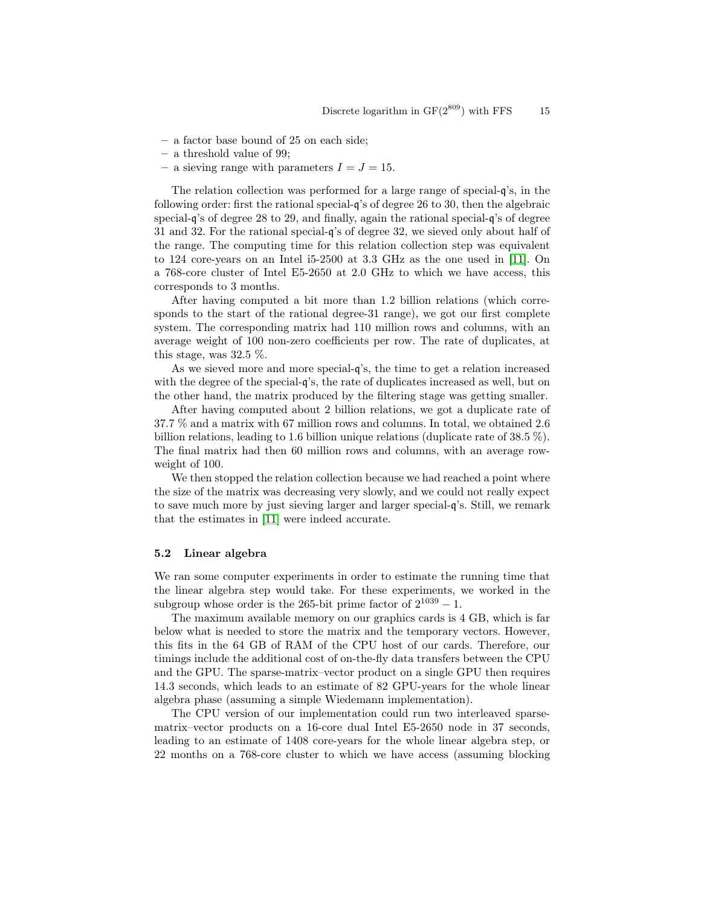– a factor base bound of 25 on each side;
– a threshold value of 99;
– a sieving range with parameters $I = J = 15$.

The relation collection was performed for a large range of special-$\mathfrak{q}$'s, in the following order: first the rational special-$\mathfrak{q}$'s of degree 26 to 30, then the algebraic special-$\mathfrak{q}$'s of degree 28 to 29, and finally, again the rational special-$\mathfrak{q}$'s of degree 31 and 32. For the rational special-$\mathfrak{q}$'s of degree 32, we sieved only about half of the range. The computing time for this relation collection step was equivalent to 124 core-years on an Intel i5-2500 at 3.3 GHz as the one used in [11]. On a 768-core cluster of Intel E5-2650 at 2.0 GHz to which we have access, this corresponds to 3 months.

After having computed a bit more than 1.2 billion relations (which corresponds to the start of the rational degree-31 range), we got our first complete system. The corresponding matrix had 110 million rows and columns, with an average weight of 100 non-zero coefficients per row. The rate of duplicates, at this stage, was 32.5 %.

As we sieved more and more special-$\mathfrak{q}$'s, the time to get a relation increased with the degree of the special-$\mathfrak{q}$'s, the rate of duplicates increased as well, but on the other hand, the matrix produced by the filtering stage was getting smaller.

After having computed about 2 billion relations, we got a duplicate rate of 37.7 % and a matrix with 67 million rows and columns. In total, we obtained 2.6 billion relations, leading to 1.6 billion unique relations (duplicate rate of 38.5 %). The final matrix had then 60 million rows and columns, with an average row-weight of 100.

We then stopped the relation collection because we had reached a point where the size of the matrix was decreasing very slowly, and we could not really expect to save much more by just sieving larger and larger special-$\mathfrak{q}$'s. Still, we remark that the estimates in [11] were indeed accurate.

### 5.2 Linear algebra

We ran some computer experiments in order to estimate the running time that the linear algebra step would take. For these experiments, we worked in the subgroup whose order is the 265-bit prime factor of $2^{1039} - 1$.

The maximum available memory on our graphics cards is 4 GB, which is far below what is needed to store the matrix and the temporary vectors. However, this fits in the 64 GB of RAM of the CPU host of our cards. Therefore, our timings include the additional cost of on-the-fly data transfers between the CPU and the GPU. The sparse-matrix–vector product on a single GPU then requires 14.3 seconds, which leads to an estimate of 82 GPU-years for the whole linear algebra phase (assuming a simple Wiedemann implementation).

The CPU version of our implementation could run two interleaved sparse-matrix–vector products on a 16-core dual Intel E5-2650 node in 37 seconds, leading to an estimate of 1408 core-years for the whole linear algebra step, or 22 months on a 768-core cluster to which we have access (assuming blocking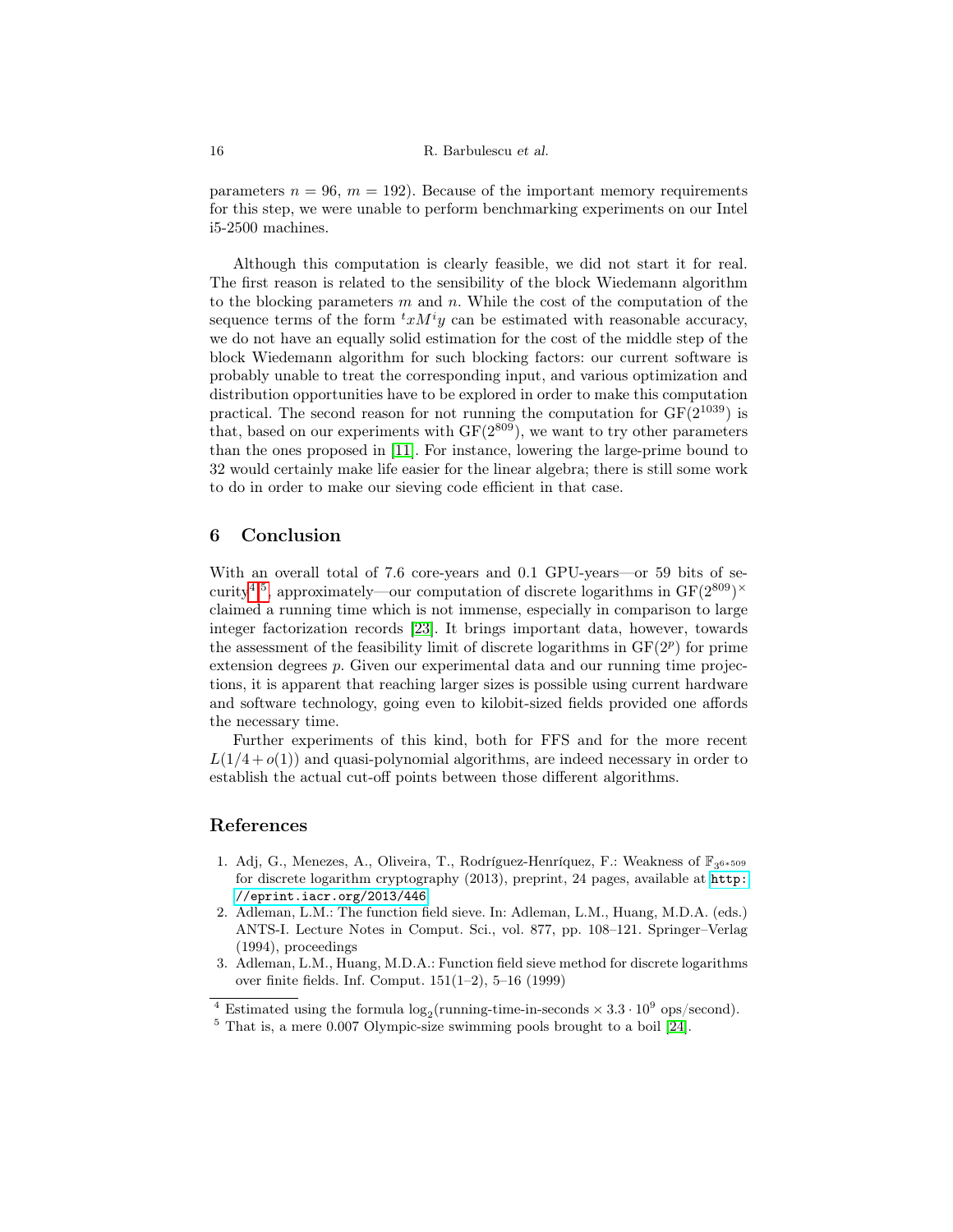parameters $n = 96$, $m = 192$). Because of the important memory requirements for this step, we were unable to perform benchmarking experiments on our Intel i5-2500 machines.

Although this computation is clearly feasible, we did not start it for real. The first reason is related to the sensibility of the block Wiedemann algorithm to the blocking parameters $m$ and $n$. While the cost of the computation of the sequence terms of the form ${}^t x M^i y$ can be estimated with reasonable accuracy, we do not have an equally solid estimation for the cost of the middle step of the block Wiedemann algorithm for such blocking factors: our current software is probably unable to treat the corresponding input, and various optimization and distribution opportunities have to be explored in order to make this computation practical. The second reason for not running the computation for $\mathrm{GF}(2^{1039})$ is that, based on our experiments with $\mathrm{GF}(2^{809})$, we want to try other parameters than the ones proposed in [11]. For instance, lowering the large-prime bound to 32 would certainly make life easier for the linear algebra; there is still some work to do in order to make our sieving code efficient in that case.

## 6 Conclusion

With an overall total of 7.6 core-years and 0.1 GPU-years—or 59 bits of security[4][5], approximately—our computation of discrete logarithms in $\mathrm{GF}(2^{809})^\times$ claimed a running time which is not immense, especially in comparison to large integer factorization records [23]. It brings important data, however, towards the assessment of the feasibility limit of discrete logarithms in $\mathrm{GF}(2^p)$ for prime extension degrees $p$. Given our experimental data and our running time projections, it is apparent that reaching larger sizes is possible using current hardware and software technology, going even to kilobit-sized fields provided one affords the necessary time.

Further experiments of this kind, both for FFS and for the more recent $L(1/4 + o(1))$ and quasi-polynomial algorithms, are indeed necessary in order to establish the actual cut-off points between those different algorithms.

## References

1. Adj, G., Menezes, A., Oliveira, T., Rodríguez-Henríquez, F.: Weakness of $\mathbb{F}_{3^{6*509}}$ for discrete logarithm cryptography (2013), preprint, 24 pages, available at http://eprint.iacr.org/2013/446
2. Adleman, L.M.: The function field sieve. In: Adleman, L.M., Huang, M.D.A. (eds.) ANTS-I. Lecture Notes in Comput. Sci., vol. 877, pp. 108–121. Springer–Verlag (1994), proceedings
3. Adleman, L.M., Huang, M.D.A.: Function field sieve method for discrete logarithms over finite fields. Inf. Comput. 151(1–2), 5–16 (1999)

[4] Estimated using the formula $\log_2(\text{running-time-in-seconds} \times 3.3 \cdot 10^9 \text{ ops/second})$.

[5] That is, a mere 0.007 Olympic-size swimming pools brought to a boil [24].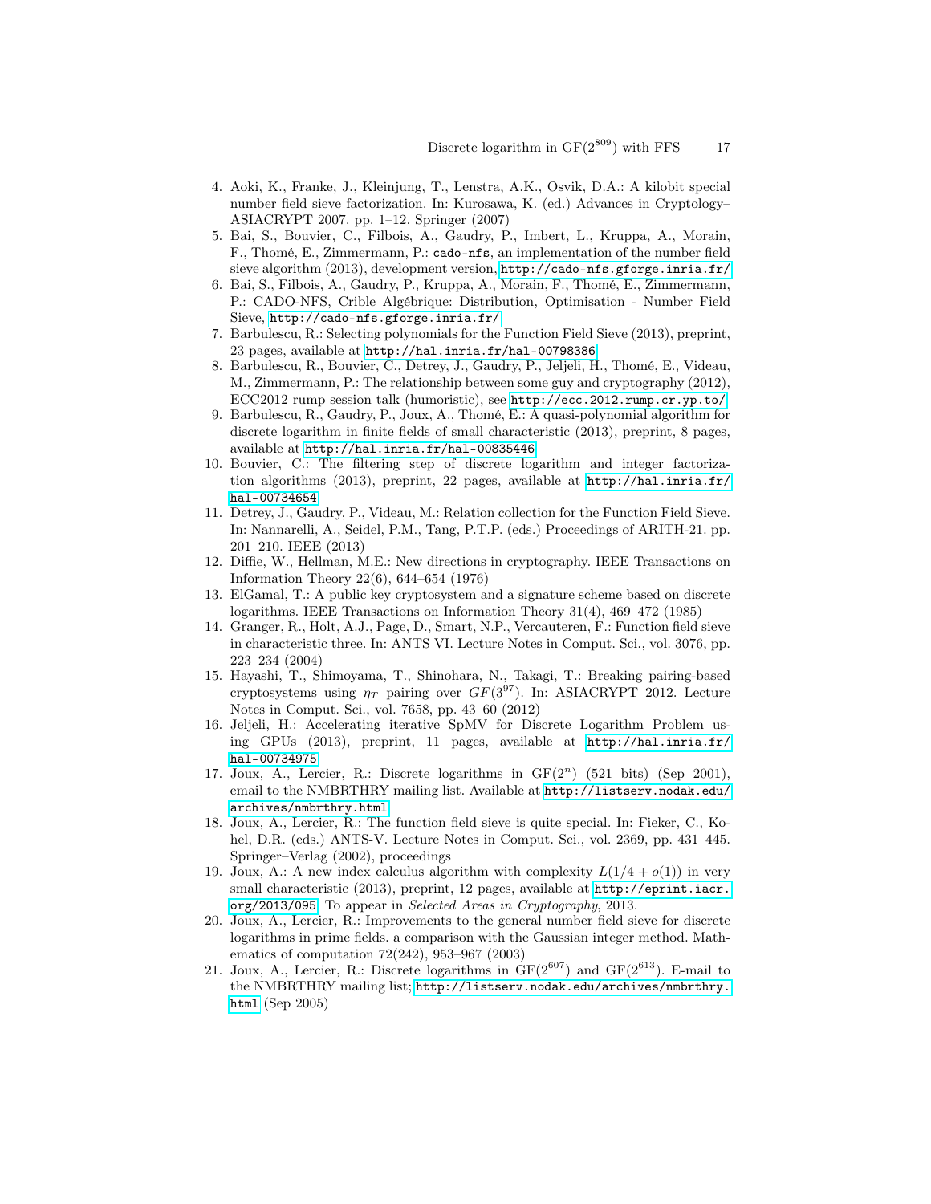4. Aoki, K., Franke, J., Kleinjung, T., Lenstra, A.K., Osvik, D.A.: A kilobit special number field sieve factorization. In: Kurosawa, K. (ed.) Advances in Cryptology–ASIACRYPT 2007. pp. 1–12. Springer (2007)
5. Bai, S., Bouvier, C., Filbois, A., Gaudry, P., Imbert, L., Kruppa, A., Morain, F., Thomé, E., Zimmermann, P.: `cado-nfs`, an implementation of the number field sieve algorithm (2013), development version, http://cado-nfs.gforge.inria.fr/
6. Bai, S., Filbois, A., Gaudry, P., Kruppa, A., Morain, F., Thomé, E., Zimmermann, P.: CADO-NFS, Crible Algébrique: Distribution, Optimisation - Number Field Sieve, http://cado-nfs.gforge.inria.fr/
7. Barbulescu, R.: Selecting polynomials for the Function Field Sieve (2013), preprint, 23 pages, available at http://hal.inria.fr/hal-00798386
8. Barbulescu, R., Bouvier, C., Detrey, J., Gaudry, P., Jeljeli, H., Thomé, E., Videau, M., Zimmermann, P.: The relationship between some guy and cryptography (2012), ECC2012 rump session talk (humoristic), see http://ecc.2012.rump.cr.yp.to/
9. Barbulescu, R., Gaudry, P., Joux, A., Thomé, E.: A quasi-polynomial algorithm for discrete logarithm in finite fields of small characteristic (2013), preprint, 8 pages, available at http://hal.inria.fr/hal-00835446
10. Bouvier, C.: The filtering step of discrete logarithm and integer factorization algorithms (2013), preprint, 22 pages, available at http://hal.inria.fr/hal-00734654
11. Detrey, J., Gaudry, P., Videau, M.: Relation collection for the Function Field Sieve. In: Nannarelli, A., Seidel, P.M., Tang, P.T.P. (eds.) Proceedings of ARITH-21. pp. 201–210. IEEE (2013)
12. Diffie, W., Hellman, M.E.: New directions in cryptography. IEEE Transactions on Information Theory 22(6), 644–654 (1976)
13. ElGamal, T.: A public key cryptosystem and a signature scheme based on discrete logarithms. IEEE Transactions on Information Theory 31(4), 469–472 (1985)
14. Granger, R., Holt, A.J., Page, D., Smart, N.P., Vercauteren, F.: Function field sieve in characteristic three. In: ANTS VI. Lecture Notes in Comput. Sci., vol. 3076, pp. 223–234 (2004)
15. Hayashi, T., Shimoyama, T., Shinohara, N., Takagi, T.: Breaking pairing-based cryptosystems using $\eta_T$ pairing over $GF(3^{97})$. In: ASIACRYPT 2012. Lecture Notes in Comput. Sci., vol. 7658, pp. 43–60 (2012)
16. Jeljeli, H.: Accelerating iterative SpMV for Discrete Logarithm Problem using GPUs (2013), preprint, 11 pages, available at http://hal.inria.fr/hal-00734975
17. Joux, A., Lercier, R.: Discrete logarithms in $\mathrm{GF}(2^n)$ (521 bits) (Sep 2001), email to the NMBRTHRY mailing list. Available at http://listserv.nodak.edu/archives/nmbrthry.html
18. Joux, A., Lercier, R.: The function field sieve is quite special. In: Fieker, C., Kohel, D.R. (eds.) ANTS-V. Lecture Notes in Comput. Sci., vol. 2369, pp. 431–445. Springer–Verlag (2002), proceedings
19. Joux, A.: A new index calculus algorithm with complexity $L(1/4 + o(1))$ in very small characteristic (2013), preprint, 12 pages, available at http://eprint.iacr.org/2013/095. To appear in *Selected Areas in Cryptography*, 2013.
20. Joux, A., Lercier, R.: Improvements to the general number field sieve for discrete logarithms in prime fields. a comparison with the Gaussian integer method. Mathematics of computation 72(242), 953–967 (2003)
21. Joux, A., Lercier, R.: Discrete logarithms in $\mathrm{GF}(2^{607})$ and $\mathrm{GF}(2^{613})$. E-mail to the NMBRTHRY mailing list; http://listserv.nodak.edu/archives/nmbrthry.html (Sep 2005)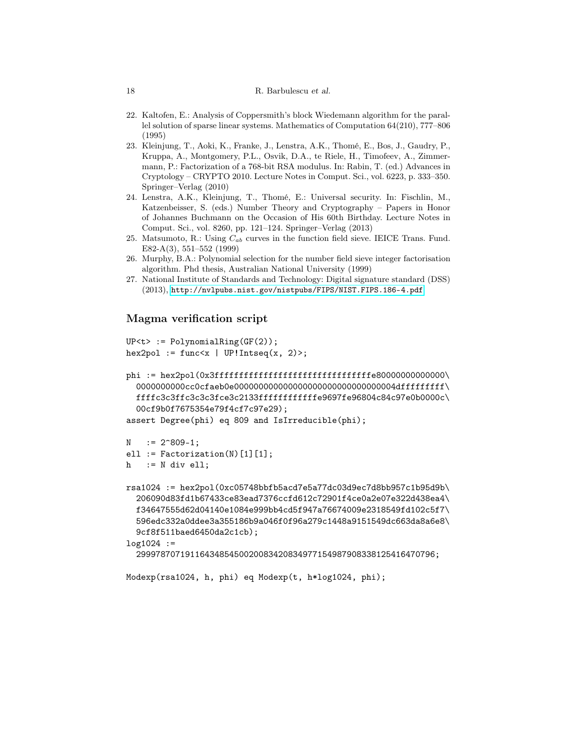22. Kaltofen, E.: Analysis of Coppersmith's block Wiedemann algorithm for the parallel solution of sparse linear systems. Mathematics of Computation 64(210), 777–806 (1995)
23. Kleinjung, T., Aoki, K., Franke, J., Lenstra, A.K., Thomé, E., Bos, J., Gaudry, P., Kruppa, A., Montgomery, P.L., Osvik, D.A., te Riele, H., Timofeev, A., Zimmermann, P.: Factorization of a 768-bit RSA modulus. In: Rabin, T. (ed.) Advances in Cryptology – CRYPTO 2010. Lecture Notes in Comput. Sci., vol. 6223, p. 333–350. Springer–Verlag (2010)
24. Lenstra, A.K., Kleinjung, T., Thomé, E.: Universal security. In: Fischlin, M., Katzenbeisser, S. (eds.) Number Theory and Cryptography – Papers in Honor of Johannes Buchmann on the Occasion of His 60th Birthday. Lecture Notes in Comput. Sci., vol. 8260, pp. 121–124. Springer–Verlag (2013)
25. Matsumoto, R.: Using $C_{ab}$ curves in the function field sieve. IEICE Trans. Fund. E82-A(3), 551–552 (1999)
26. Murphy, B.A.: Polynomial selection for the number field sieve integer factorisation algorithm. Phd thesis, Australian National University (1999)
27. National Institute of Standards and Technology: Digital signature standard (DSS) (2013), http://nvlpubs.nist.gov/nistpubs/FIPS/NIST.FIPS.186-4.pdf

## Magma verification script

```
UP<t> := PolynomialRing(GF(2));
hex2pol := func<x | UP!Intseq(x, 2)>;

phi := hex2pol(0x3fffffffffffffffffffffffffffffffffe80000000000000\
  0000000000cc0cfaeb0e000000000000000000000000000000004dffffffff\
  ffffc3c3ffc3c3c3fce3c2133ffffffffffffe9697fe96804c84c97e0b0000c\
  00cf9b0f7675354e79f4cf7c97e29);
assert Degree(phi) eq 809 and IsIrreducible(phi);

N   := 2^809-1;
ell := Factorization(N)[1][1];
h   := N div ell;

rsa1024 := hex2pol(0xc05748bbfb5acd7e5a77dc03d9ec7d8bb957c1b95d9b\
  206090d83fd1b67433ce83ead7376ccfd612c72901f4ce0a2e07e322d438ea4\
  f34647555d62d04140e1084e999bb4cd5f947a76674009e2318549fd102c5f7\
  596edc332a0ddee3a355186b9a046f0f96a279c1448a9151549dc663da8a6e8\
  9cf8f511baed6450da2c1cb);
log1024 :=
  2999787071911643485450020083420834977154987908338125416470796;

Modexp(rsa1024, h, phi) eq Modexp(t, h*log1024, phi);
```